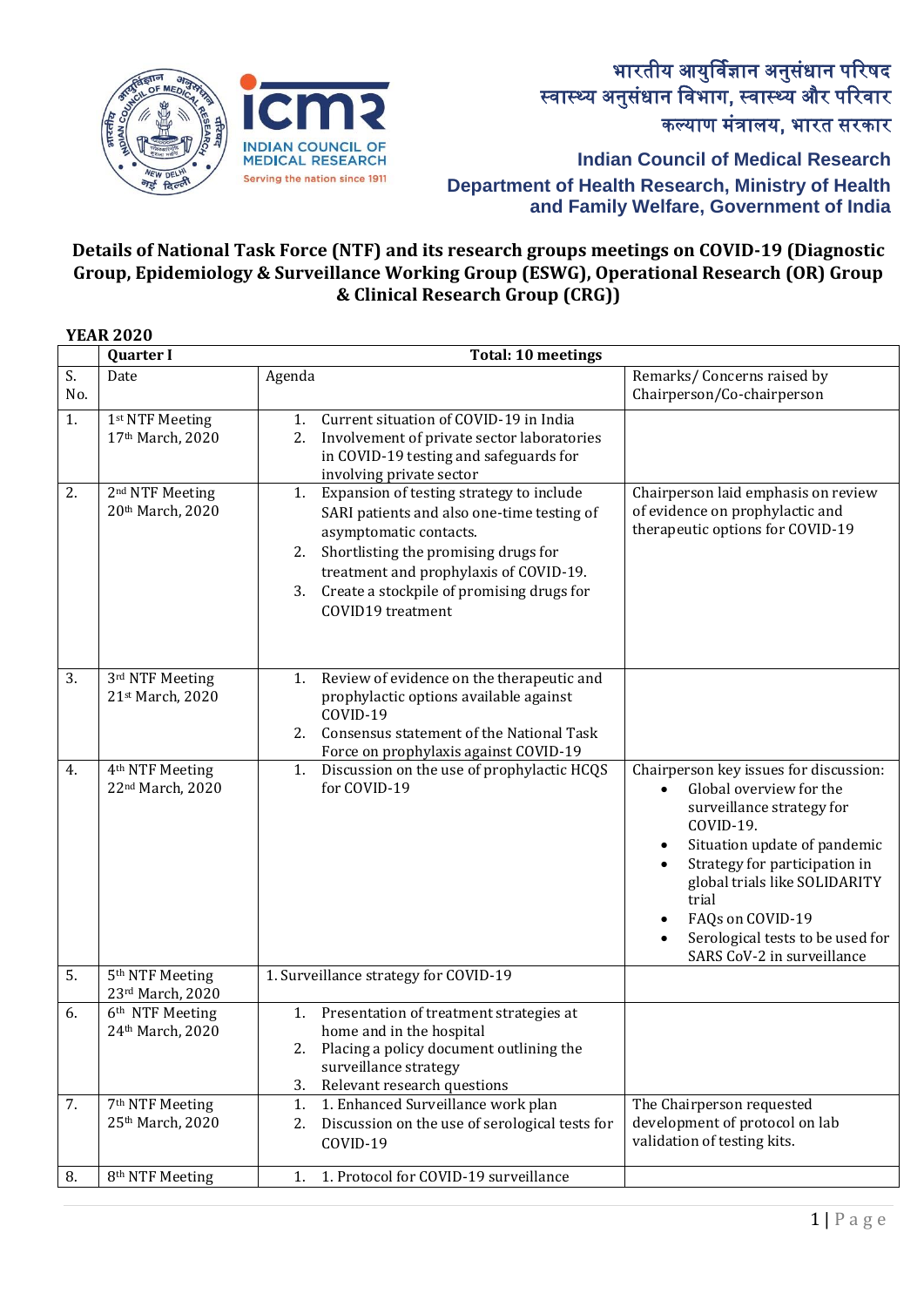भारतीय आयुर्विज्ञान अनुसंधान परिषद
स्वास्थ्य अनुसंधान विभाग, स्वास्थ्य और परिवार कल्याण मंत्रालय, भारत सरकार

**Indian Council of Medical Research**
**Department of Health Research, Ministry of Health and Family Welfare, Government of India**

## Details of National Task Force (NTF) and its research groups meetings on COVID-19 (Diagnostic Group, Epidemiology & Surveillance Working Group (ESWG), Operational Research (OR) Group & Clinical Research Group (CRG))

**YEAR 2020**

| | **Quarter I** | **Total: 10 meetings** | |
|---|---|---|---|
| S. No. | Date | Agenda | Remarks/ Concerns raised by Chairperson/Co-chairperson |
| 1. | 1st NTF Meeting<br>17th March, 2020 | 1. Current situation of COVID-19 in India<br>2. Involvement of private sector laboratories in COVID-19 testing and safeguards for involving private sector | |
| 2. | 2nd NTF Meeting<br>20th March, 2020 | 1. Expansion of testing strategy to include SARI patients and also one-time testing of asymptomatic contacts.<br>2. Shortlisting the promising drugs for treatment and prophylaxis of COVID-19.<br>3. Create a stockpile of promising drugs for COVID19 treatment | Chairperson laid emphasis on review of evidence on prophylactic and therapeutic options for COVID-19 |
| 3. | 3rd NTF Meeting<br>21st March, 2020 | 1. Review of evidence on the therapeutic and prophylactic options available against COVID-19<br>2. Consensus statement of the National Task Force on prophylaxis against COVID-19 | |
| 4. | 4th NTF Meeting<br>22nd March, 2020 | 1. Discussion on the use of prophylactic HCQS for COVID-19 | Chairperson key issues for discussion:<br>• Global overview for the surveillance strategy for COVID-19.<br>• Situation update of pandemic<br>• Strategy for participation in global trials like SOLIDARITY trial<br>• FAQs on COVID-19<br>• Serological tests to be used for SARS CoV-2 in surveillance |
| 5. | 5th NTF Meeting<br>23rd March, 2020 | 1. Surveillance strategy for COVID-19 | |
| 6. | 6th NTF Meeting<br>24th March, 2020 | 1. Presentation of treatment strategies at home and in the hospital<br>2. Placing a policy document outlining the surveillance strategy<br>3. Relevant research questions | |
| 7. | 7th NTF Meeting<br>25th March, 2020 | 1. 1. Enhanced Surveillance work plan<br>2. Discussion on the use of serological tests for COVID-19 | The Chairperson requested development of protocol on lab validation of testing kits. |
| 8. | 8th NTF Meeting | 1. 1. Protocol for COVID-19 surveillance | |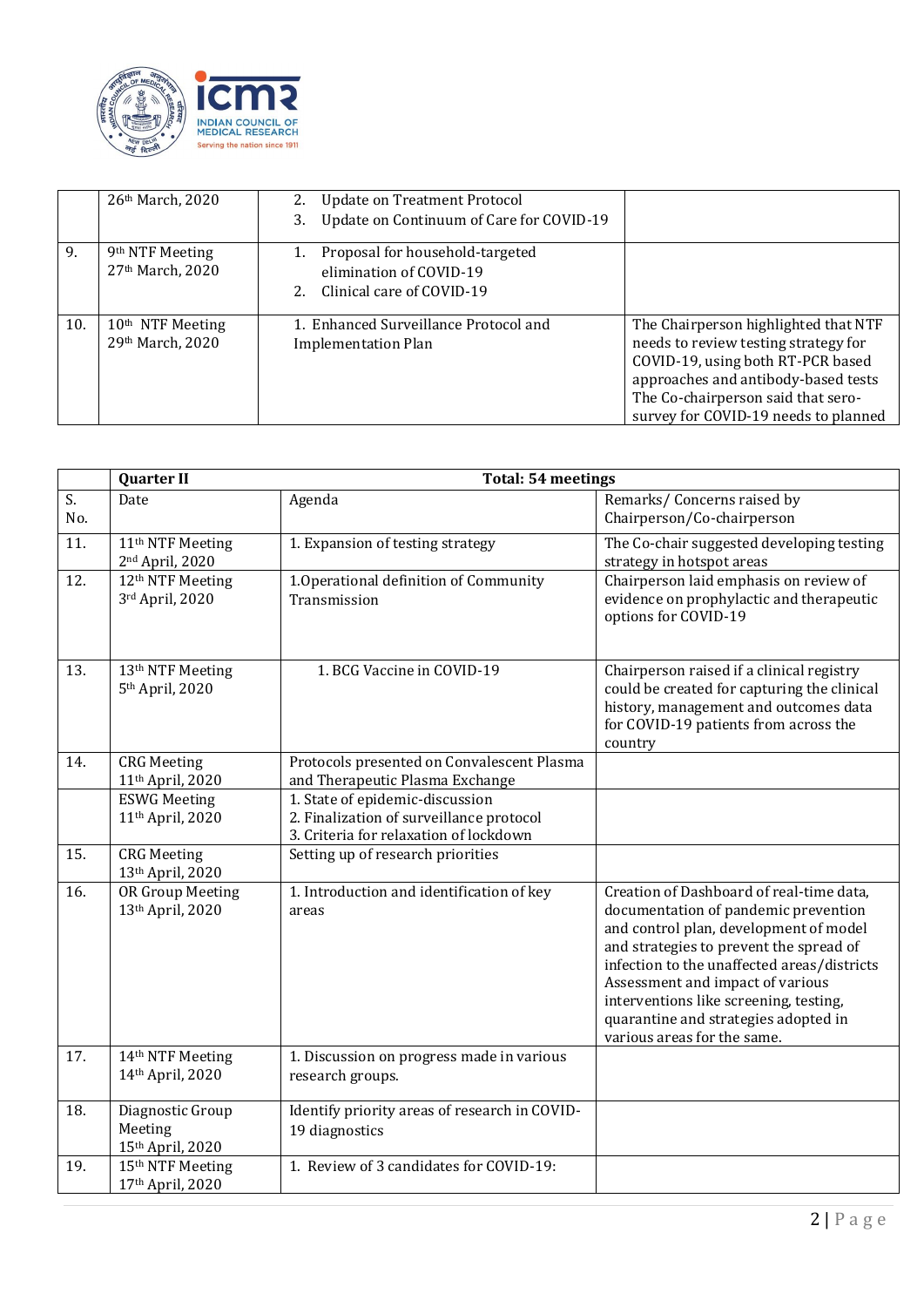|  | Date | Agenda | Remarks |
|---|---|---|---|
|  | 26th March, 2020 | 2. Update on Treatment Protocol<br>3. Update on Continuum of Care for COVID-19 |  |
| 9. | 9th NTF Meeting<br>27th March, 2020 | 1. Proposal for household-targeted elimination of COVID-19<br>2. Clinical care of COVID-19 |  |
| 10. | 10th NTF Meeting<br>29th March, 2020 | 1. Enhanced Surveillance Protocol and Implementation Plan | The Chairperson highlighted that NTF needs to review testing strategy for COVID-19, using both RT-PCR based approaches and antibody-based tests The Co-chairperson said that sero-survey for COVID-19 needs to planned |

|  | **Quarter II** | **Total: 54 meetings** |  |
|---|---|---|---|
| S. No. | Date | Agenda | Remarks/ Concerns raised by Chairperson/Co-chairperson |
| 11. | 11th NTF Meeting<br>2nd April, 2020 | 1. Expansion of testing strategy | The Co-chair suggested developing testing strategy in hotspot areas |
| 12. | 12th NTF Meeting<br>3rd April, 2020 | 1.Operational definition of Community Transmission | Chairperson laid emphasis on review of evidence on prophylactic and therapeutic options for COVID-19 |
| 13. | 13th NTF Meeting<br>5th April, 2020 | 1. BCG Vaccine in COVID-19 | Chairperson raised if a clinical registry could be created for capturing the clinical history, management and outcomes data for COVID-19 patients from across the country |
| 14. | CRG Meeting<br>11th April, 2020 | Protocols presented on Convalescent Plasma and Therapeutic Plasma Exchange |  |
|  | ESWG Meeting<br>11th April, 2020 | 1. State of epidemic-discussion<br>2. Finalization of surveillance protocol<br>3. Criteria for relaxation of lockdown |  |
| 15. | CRG Meeting<br>13th April, 2020 | Setting up of research priorities |  |
| 16. | OR Group Meeting<br>13th April, 2020 | 1. Introduction and identification of key areas | Creation of Dashboard of real-time data, documentation of pandemic prevention and control plan, development of model and strategies to prevent the spread of infection to the unaffected areas/districts Assessment and impact of various interventions like screening, testing, quarantine and strategies adopted in various areas for the same. |
| 17. | 14th NTF Meeting<br>14th April, 2020 | 1. Discussion on progress made in various research groups. |  |
| 18. | Diagnostic Group Meeting<br>15th April, 2020 | Identify priority areas of research in COVID-19 diagnostics |  |
| 19. | 15th NTF Meeting<br>17th April, 2020 | 1. Review of 3 candidates for COVID-19: |  |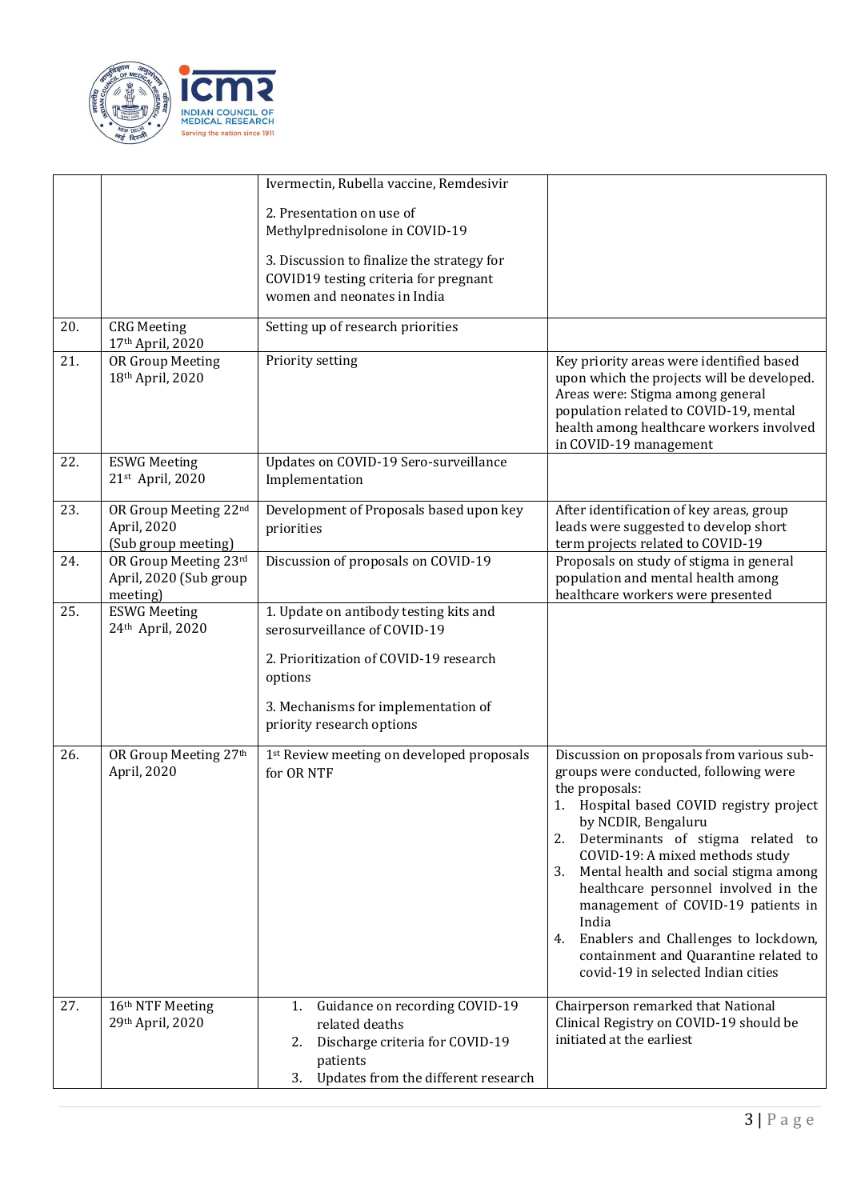| | | | |
|---|---|---|---|
| | | Ivermectin, Rubella vaccine, Remdesivir<br><br>2. Presentation on use of Methylprednisolone in COVID-19<br><br>3. Discussion to finalize the strategy for COVID19 testing criteria for pregnant women and neonates in India | |
| 20. | CRG Meeting 17th April, 2020 | Setting up of research priorities | |
| 21. | OR Group Meeting 18th April, 2020 | Priority setting | Key priority areas were identified based upon which the projects will be developed. Areas were: Stigma among general population related to COVID-19, mental health among healthcare workers involved in COVID-19 management |
| 22. | ESWG Meeting 21st April, 2020 | Updates on COVID-19 Sero-surveillance Implementation | |
| 23. | OR Group Meeting 22nd April, 2020 (Sub group meeting) | Development of Proposals based upon key priorities | After identification of key areas, group leads were suggested to develop short term projects related to COVID-19 |
| 24. | OR Group Meeting 23rd April, 2020 (Sub group meeting) | Discussion of proposals on COVID-19 | Proposals on study of stigma in general population and mental health among healthcare workers were presented |
| 25. | ESWG Meeting 24th April, 2020 | 1. Update on antibody testing kits and serosurveillance of COVID-19<br><br>2. Prioritization of COVID-19 research options<br><br>3. Mechanisms for implementation of priority research options | |
| 26. | OR Group Meeting 27th April, 2020 | 1st Review meeting on developed proposals for OR NTF | Discussion on proposals from various sub-groups were conducted, following were the proposals:<br>1. Hospital based COVID registry project by NCDIR, Bengaluru<br>2. Determinants of stigma related to COVID-19: A mixed methods study<br>3. Mental health and social stigma among healthcare personnel involved in the management of COVID-19 patients in India<br>4. Enablers and Challenges to lockdown, containment and Quarantine related to covid-19 in selected Indian cities |
| 27. | 16th NTF Meeting 29th April, 2020 | 1. Guidance on recording COVID-19 related deaths<br>2. Discharge criteria for COVID-19 patients<br>3. Updates from the different research | Chairperson remarked that National Clinical Registry on COVID-19 should be initiated at the earliest |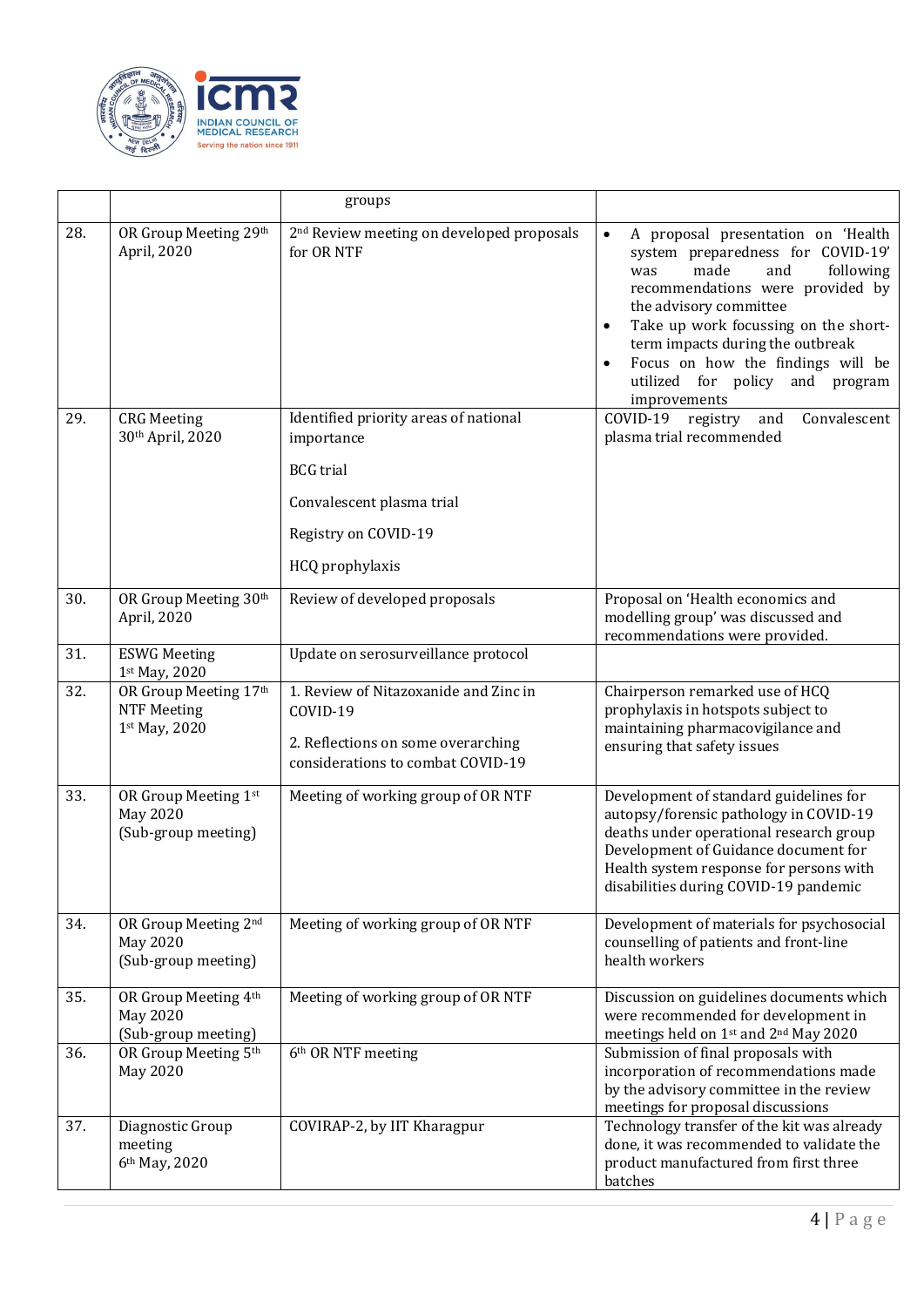| | | | |
|---|---|---|---|
| | | groups | |
| 28. | OR Group Meeting 29th April, 2020 | 2nd Review meeting on developed proposals for OR NTF | • A proposal presentation on 'Health system preparedness for COVID-19' was made and following recommendations were provided by the advisory committee<br>• Take up work focussing on the short-term impacts during the outbreak<br>• Focus on how the findings will be utilized for policy and program improvements |
| 29. | CRG Meeting 30th April, 2020 | Identified priority areas of national importance<br><br>BCG trial<br><br>Convalescent plasma trial<br><br>Registry on COVID-19<br><br>HCQ prophylaxis | COVID-19 registry and Convalescent plasma trial recommended |
| 30. | OR Group Meeting 30th April, 2020 | Review of developed proposals | Proposal on 'Health economics and modelling group' was discussed and recommendations were provided. |
| 31. | ESWG Meeting 1st May, 2020 | Update on serosurveillance protocol | |
| 32. | OR Group Meeting 17th NTF Meeting 1st May, 2020 | 1. Review of Nitazoxanide and Zinc in COVID-19<br><br>2. Reflections on some overarching considerations to combat COVID-19 | Chairperson remarked use of HCQ prophylaxis in hotspots subject to maintaining pharmacovigilance and ensuring that safety issues |
| 33. | OR Group Meeting 1st May 2020 (Sub-group meeting) | Meeting of working group of OR NTF | Development of standard guidelines for autopsy/forensic pathology in COVID-19 deaths under operational research group Development of Guidance document for Health system response for persons with disabilities during COVID-19 pandemic |
| 34. | OR Group Meeting 2nd May 2020 (Sub-group meeting) | Meeting of working group of OR NTF | Development of materials for psychosocial counselling of patients and front-line health workers |
| 35. | OR Group Meeting 4th May 2020 (Sub-group meeting) | Meeting of working group of OR NTF | Discussion on guidelines documents which were recommended for development in meetings held on 1st and 2nd May 2020 |
| 36. | OR Group Meeting 5th May 2020 | 6th OR NTF meeting | Submission of final proposals with incorporation of recommendations made by the advisory committee in the review meetings for proposal discussions |
| 37. | Diagnostic Group meeting 6th May, 2020 | COVIRAP-2, by IIT Kharagpur | Technology transfer of the kit was already done, it was recommended to validate the product manufactured from first three batches |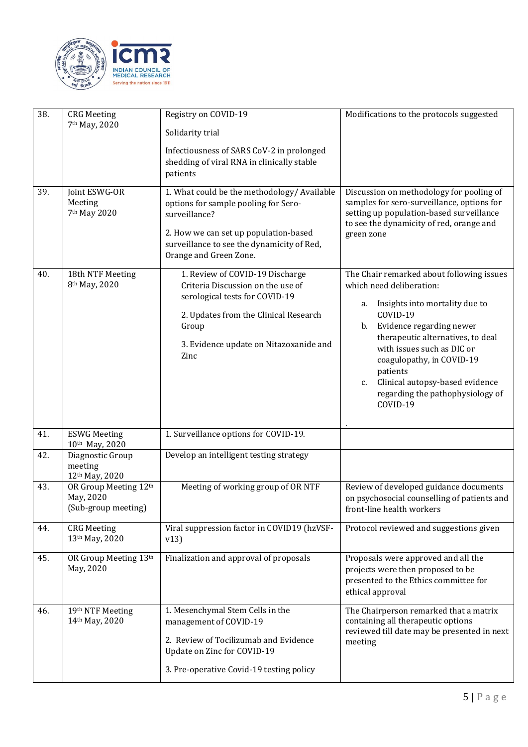| | | | |
|---|---|---|---|
| 38. | CRG Meeting 7th May, 2020 | Registry on COVID-19<br><br>Solidarity trial<br><br>Infectiousness of SARS CoV-2 in prolonged shedding of viral RNA in clinically stable patients | Modifications to the protocols suggested |
| 39. | Joint ESWG-OR Meeting 7th May 2020 | 1. What could be the methodology/ Available options for sample pooling for Sero-surveillance?<br><br>2. How we can set up population-based surveillance to see the dynamicity of Red, Orange and Green Zone. | Discussion on methodology for pooling of samples for sero-surveillance, options for setting up population-based surveillance to see the dynamicity of red, orange and green zone |
| 40. | 18th NTF Meeting 8th May, 2020 | 1. Review of COVID-19 Discharge Criteria Discussion on the use of serological tests for COVID-19<br><br>2. Updates from the Clinical Research Group<br><br>3. Evidence update on Nitazoxanide and Zinc | The Chair remarked about following issues which need deliberation:<br>a. Insights into mortality due to COVID-19<br>b. Evidence regarding newer therapeutic alternatives, to deal with issues such as DIC or coagulopathy, in COVID-19 patients<br>c. Clinical autopsy-based evidence regarding the pathophysiology of COVID-19<br>. |
| 41. | ESWG Meeting 10th May, 2020 | 1. Surveillance options for COVID-19. | |
| 42. | Diagnostic Group meeting 12th May, 2020 | Develop an intelligent testing strategy | |
| 43. | OR Group Meeting 12th May, 2020 (Sub-group meeting) | Meeting of working group of OR NTF | Review of developed guidance documents on psychosocial counselling of patients and front-line health workers |
| 44. | CRG Meeting 13th May, 2020 | Viral suppression factor in COVID19 (hzVSF-v13) | Protocol reviewed and suggestions given |
| 45. | OR Group Meeting 13th May, 2020 | Finalization and approval of proposals | Proposals were approved and all the projects were then proposed to be presented to the Ethics committee for ethical approval |
| 46. | 19th NTF Meeting 14th May, 2020 | 1. Mesenchymal Stem Cells in the management of COVID-19<br><br>2. Review of Tocilizumab and Evidence Update on Zinc for COVID-19<br><br>3. Pre-operative Covid-19 testing policy | The Chairperson remarked that a matrix containing all therapeutic options reviewed till date may be presented in next meeting |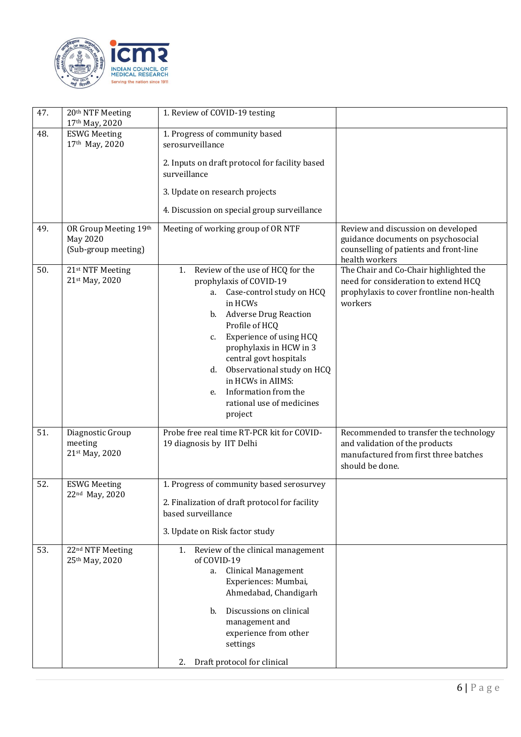| 47. | 20th NTF Meeting 17th May, 2020 | 1. Review of COVID-19 testing | |
|---|---|---|---|
| 48. | ESWG Meeting 17th May, 2020 | 1. Progress of community based serosurveillance<br><br>2. Inputs on draft protocol for facility based surveillance<br><br>3. Update on research projects<br><br>4. Discussion on special group surveillance | |
| 49. | OR Group Meeting 19th May 2020 (Sub-group meeting) | Meeting of working group of OR NTF | Review and discussion on developed guidance documents on psychosocial counselling of patients and front-line health workers |
| 50. | 21st NTF Meeting 21st May, 2020 | 1. Review of the use of HCQ for the prophylaxis of COVID-19<br>a. Case-control study on HCQ in HCWs<br>b. Adverse Drug Reaction Profile of HCQ<br>c. Experience of using HCQ prophylaxis in HCW in 3 central govt hospitals<br>d. Observational study on HCQ in HCWs in AIIMS:<br>e. Information from the rational use of medicines project | The Chair and Co-Chair highlighted the need for consideration to extend HCQ prophylaxis to cover frontline non-health workers |
| 51. | Diagnostic Group meeting 21st May, 2020 | Probe free real time RT-PCR kit for COVID-19 diagnosis by IIT Delhi | Recommended to transfer the technology and validation of the products manufactured from first three batches should be done. |
| 52. | ESWG Meeting 22nd May, 2020 | 1. Progress of community based serosurvey<br><br>2. Finalization of draft protocol for facility based surveillance<br><br>3. Update on Risk factor study | |
| 53. | 22nd NTF Meeting 25th May, 2020 | 1. Review of the clinical management of COVID-19<br>a. Clinical Management Experiences: Mumbai, Ahmedabad, Chandigarh<br><br>b. Discussions on clinical management and experience from other settings<br><br>2. Draft protocol for clinical | |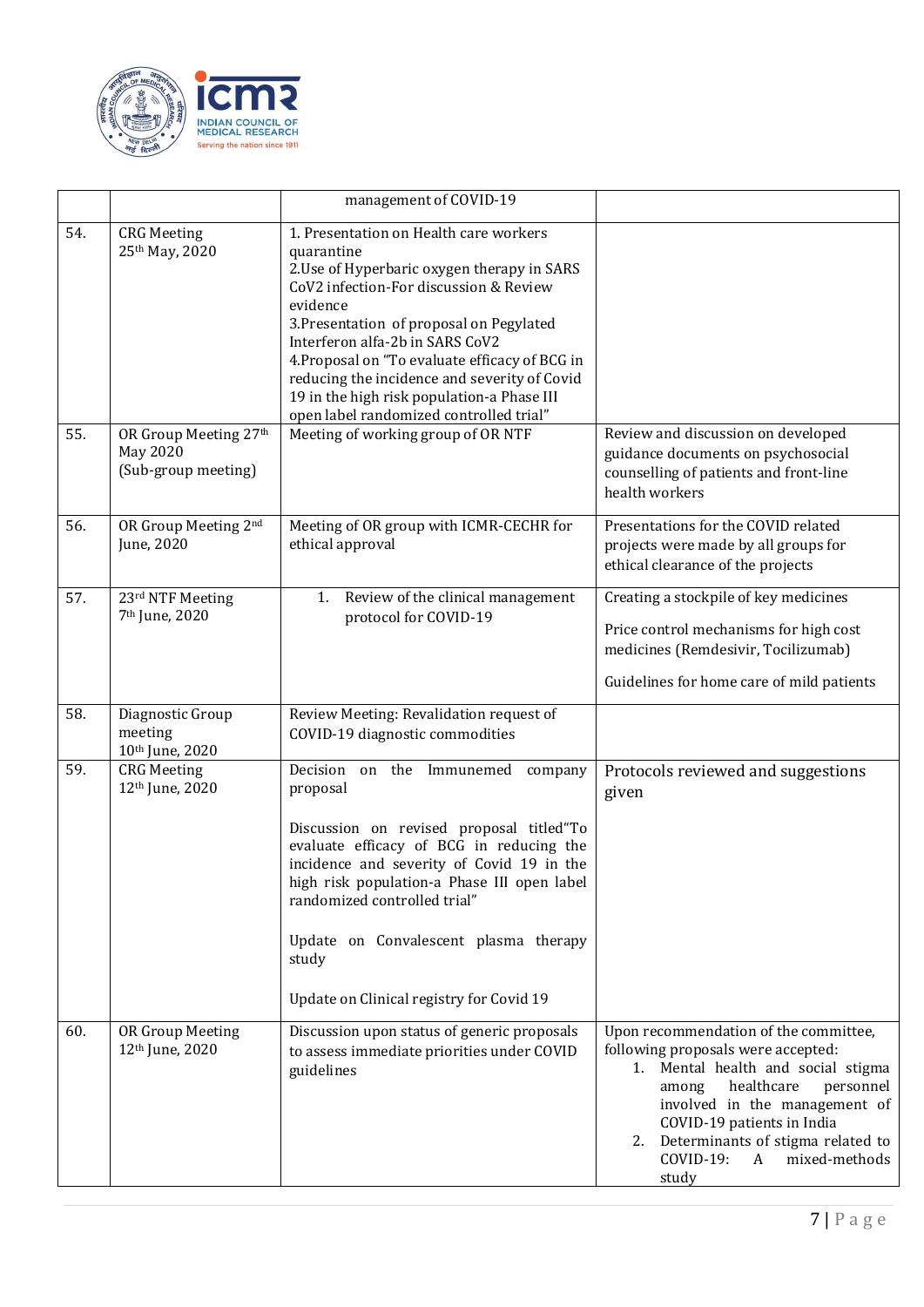|  |  | management of COVID-19 |  |
|---|---|---|---|
| 54. | CRG Meeting 25th May, 2020 | 1. Presentation on Health care workers quarantine<br>2.Use of Hyperbaric oxygen therapy in SARS CoV2 infection-For discussion & Review evidence<br>3.Presentation of proposal on Pegylated Interferon alfa-2b in SARS CoV2<br>4.Proposal on "To evaluate efficacy of BCG in reducing the incidence and severity of Covid 19 in the high risk population-a Phase III open label randomized controlled trial" |  |
| 55. | OR Group Meeting 27th May 2020 (Sub-group meeting) | Meeting of working group of OR NTF | Review and discussion on developed guidance documents on psychosocial counselling of patients and front-line health workers |
| 56. | OR Group Meeting 2nd June, 2020 | Meeting of OR group with ICMR-CECHR for ethical approval | Presentations for the COVID related projects were made by all groups for ethical clearance of the projects |
| 57. | 23rd NTF Meeting 7th June, 2020 | 1. Review of the clinical management protocol for COVID-19 | Creating a stockpile of key medicines<br><br>Price control mechanisms for high cost medicines (Remdesivir, Tocilizumab)<br><br>Guidelines for home care of mild patients |
| 58. | Diagnostic Group meeting 10th June, 2020 | Review Meeting: Revalidation request of COVID-19 diagnostic commodities |  |
| 59. | CRG Meeting 12th June, 2020 | Decision on the Immunemed company proposal<br><br>Discussion on revised proposal titled"To evaluate efficacy of BCG in reducing the incidence and severity of Covid 19 in the high risk population-a Phase III open label randomized controlled trial"<br><br>Update on Convalescent plasma therapy study<br><br>Update on Clinical registry for Covid 19 | Protocols reviewed and suggestions given |
| 60. | OR Group Meeting 12th June, 2020 | Discussion upon status of generic proposals to assess immediate priorities under COVID guidelines | Upon recommendation of the committee, following proposals were accepted:<br>1. Mental health and social stigma among healthcare personnel involved in the management of COVID-19 patients in India<br>2. Determinants of stigma related to COVID-19: A mixed-methods study |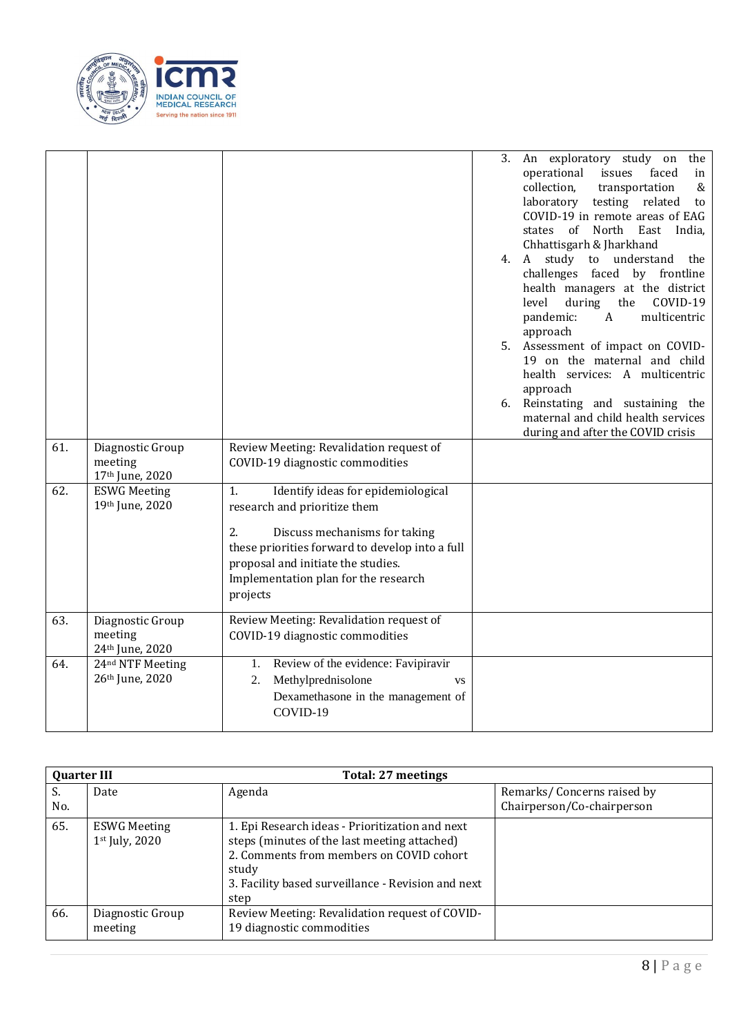| | | | |
|---|---|---|---|
| | | | 3. An exploratory study on the operational issues faced in collection, transportation & laboratory testing related to COVID-19 in remote areas of EAG states of North East India, Chhattisgarh & Jharkhand<br>4. A study to understand the challenges faced by frontline health managers at the district level during the COVID-19 pandemic: A multicentric approach<br>5. Assessment of impact on COVID-19 on the maternal and child health services: A multicentric approach<br>6. Reinstating and sustaining the maternal and child health services during and after the COVID crisis |
| 61. | Diagnostic Group meeting 17th June, 2020 | Review Meeting: Revalidation request of COVID-19 diagnostic commodities | |
| 62. | ESWG Meeting 19th June, 2020 | 1. Identify ideas for epidemiological research and prioritize them<br><br>2. Discuss mechanisms for taking these priorities forward to develop into a full proposal and initiate the studies. Implementation plan for the research projects | |
| 63. | Diagnostic Group meeting 24th June, 2020 | Review Meeting: Revalidation request of COVID-19 diagnostic commodities | |
| 64. | 24nd NTF Meeting 26th June, 2020 | 1. Review of the evidence: Favipiravir<br>2. Methylprednisolone vs Dexamethasone in the management of COVID-19 | |

| **Quarter III** | | **Total: 27 meetings** | |
|---|---|---|---|
| S. No. | Date | Agenda | Remarks/ Concerns raised by Chairperson/Co-chairperson |
| 65. | ESWG Meeting 1st July, 2020 | 1. Epi Research ideas - Prioritization and next steps (minutes of the last meeting attached)<br>2. Comments from members on COVID cohort study<br>3. Facility based surveillance - Revision and next step | |
| 66. | Diagnostic Group meeting | Review Meeting: Revalidation request of COVID-19 diagnostic commodities | |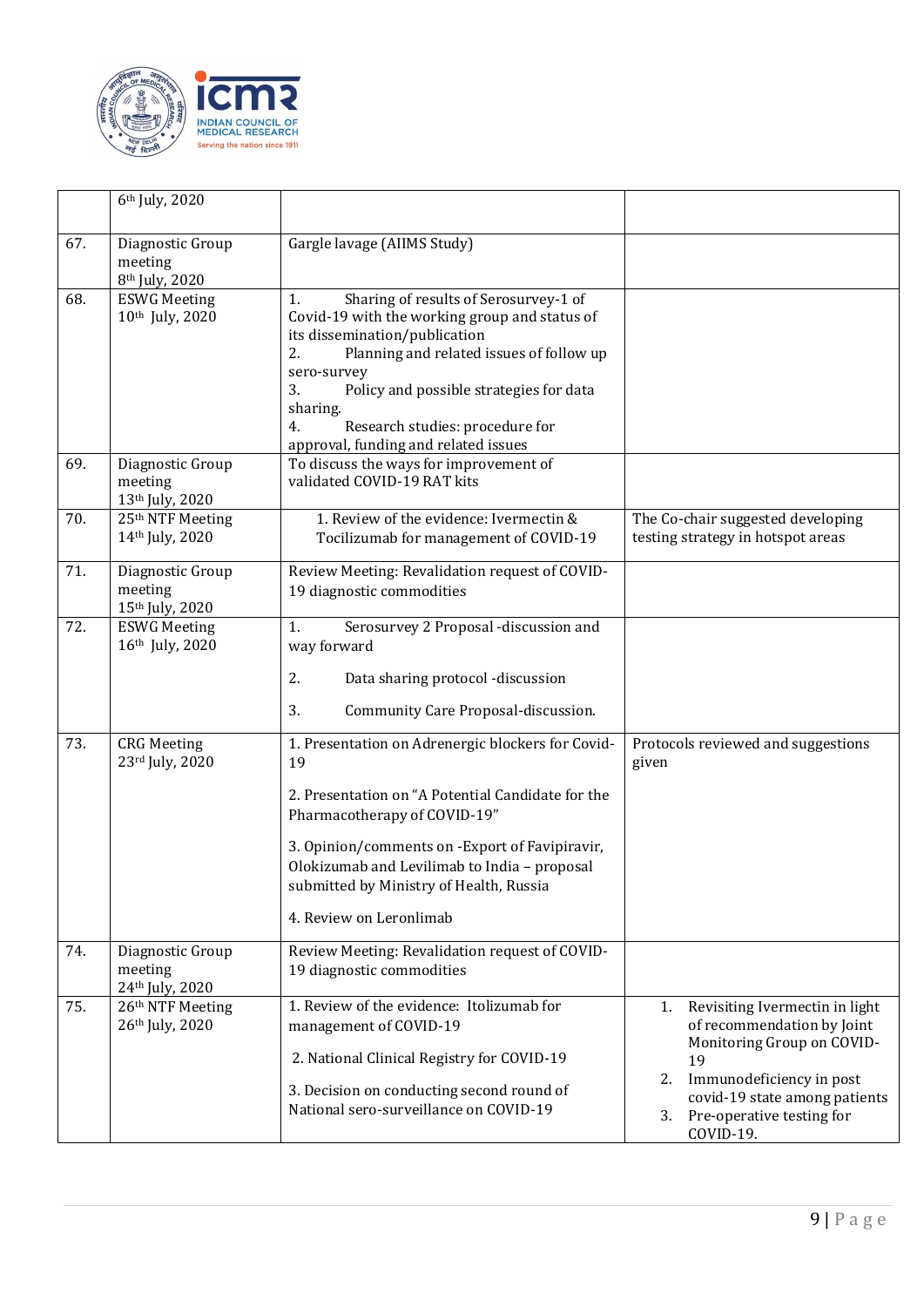| | 6th July, 2020 | | |
|---|---|---|---|
| 67. | Diagnostic Group meeting 8th July, 2020 | Gargle lavage (AIIMS Study) | |
| 68. | ESWG Meeting 10th July, 2020 | 1. Sharing of results of Serosurvey-1 of Covid-19 with the working group and status of its dissemination/publication<br>2. Planning and related issues of follow up sero-survey<br>3. Policy and possible strategies for data sharing.<br>4. Research studies: procedure for approval, funding and related issues | |
| 69. | Diagnostic Group meeting 13th July, 2020 | To discuss the ways for improvement of validated COVID-19 RAT kits | |
| 70. | 25th NTF Meeting 14th July, 2020 | 1. Review of the evidence: Ivermectin & Tocilizumab for management of COVID-19 | The Co-chair suggested developing testing strategy in hotspot areas |
| 71. | Diagnostic Group meeting 15th July, 2020 | Review Meeting: Revalidation request of COVID-19 diagnostic commodities | |
| 72. | ESWG Meeting 16th July, 2020 | 1. Serosurvey 2 Proposal -discussion and way forward<br>2. Data sharing protocol -discussion<br>3. Community Care Proposal-discussion. | |
| 73. | CRG Meeting 23rd July, 2020 | 1. Presentation on Adrenergic blockers for Covid-19<br>2. Presentation on "A Potential Candidate for the Pharmacotherapy of COVID-19"<br>3. Opinion/comments on -Export of Favipiravir, Olokizumab and Levilimab to India – proposal submitted by Ministry of Health, Russia<br>4. Review on Leronlimab | Protocols reviewed and suggestions given |
| 74. | Diagnostic Group meeting 24th July, 2020 | Review Meeting: Revalidation request of COVID-19 diagnostic commodities | |
| 75. | 26th NTF Meeting 26th July, 2020 | 1. Review of the evidence: Itolizumab for management of COVID-19<br>2. National Clinical Registry for COVID-19<br>3. Decision on conducting second round of National sero-surveillance on COVID-19 | 1. Revisiting Ivermectin in light of recommendation by Joint Monitoring Group on COVID-19<br>2. Immunodeficiency in post covid-19 state among patients<br>3. Pre-operative testing for COVID-19. |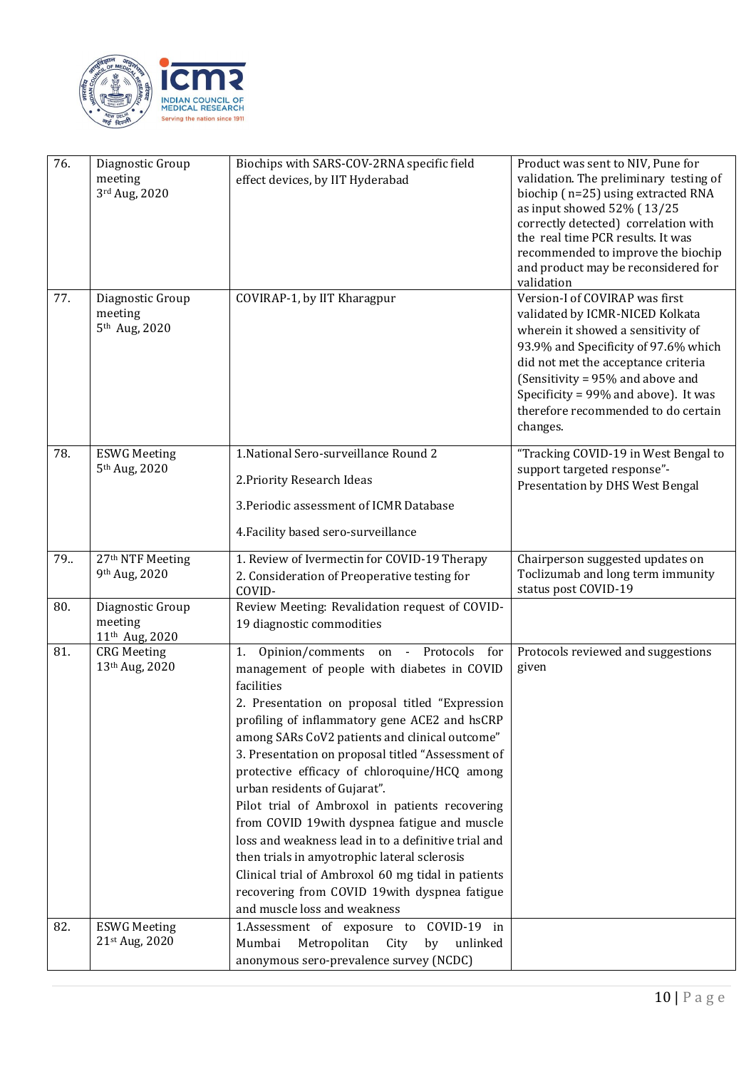| 76. | Diagnostic Group meeting 3rd Aug, 2020 | Biochips with SARS-COV-2RNA specific field effect devices, by IIT Hyderabad | Product was sent to NIV, Pune for validation. The preliminary testing of biochip ( n=25) using extracted RNA as input showed 52% ( 13/25 correctly detected) correlation with the real time PCR results. It was recommended to improve the biochip and product may be reconsidered for validation |
|---|---|---|---|
| 77. | Diagnostic Group meeting 5th Aug, 2020 | COVIRAP-1, by IIT Kharagpur | Version-I of COVIRAP was first validated by ICMR-NICED Kolkata wherein it showed a sensitivity of 93.9% and Specificity of 97.6% which did not met the acceptance criteria (Sensitivity = 95% and above and Specificity = 99% and above). It was therefore recommended to do certain changes. |
| 78. | ESWG Meeting 5th Aug, 2020 | 1.National Sero-surveillance Round 2<br><br>2.Priority Research Ideas<br><br>3.Periodic assessment of ICMR Database<br><br>4.Facility based sero-surveillance | "Tracking COVID-19 in West Bengal to support targeted response"- Presentation by DHS West Bengal |
| 79.. | 27th NTF Meeting 9th Aug, 2020 | 1. Review of Ivermectin for COVID-19 Therapy<br>2. Consideration of Preoperative testing for COVID- | Chairperson suggested updates on Toclizumab and long term immunity status post COVID-19 |
| 80. | Diagnostic Group meeting 11th Aug, 2020 | Review Meeting: Revalidation request of COVID-19 diagnostic commodities | |
| 81. | CRG Meeting 13th Aug, 2020 | 1. Opinion/comments on - Protocols for management of people with diabetes in COVID facilities<br>2. Presentation on proposal titled "Expression profiling of inflammatory gene ACE2 and hsCRP among SARs CoV2 patients and clinical outcome"<br>3. Presentation on proposal titled "Assessment of protective efficacy of chloroquine/HCQ among urban residents of Gujarat".<br>Pilot trial of Ambroxol in patients recovering from COVID 19with dyspnea fatigue and muscle loss and weakness lead in to a definitive trial and then trials in amyotrophic lateral sclerosis<br>Clinical trial of Ambroxol 60 mg tidal in patients recovering from COVID 19with dyspnea fatigue and muscle loss and weakness | Protocols reviewed and suggestions given |
| 82. | ESWG Meeting 21st Aug, 2020 | 1.Assessment of exposure to COVID-19 in Mumbai Metropolitan City by unlinked anonymous sero-prevalence survey (NCDC) | |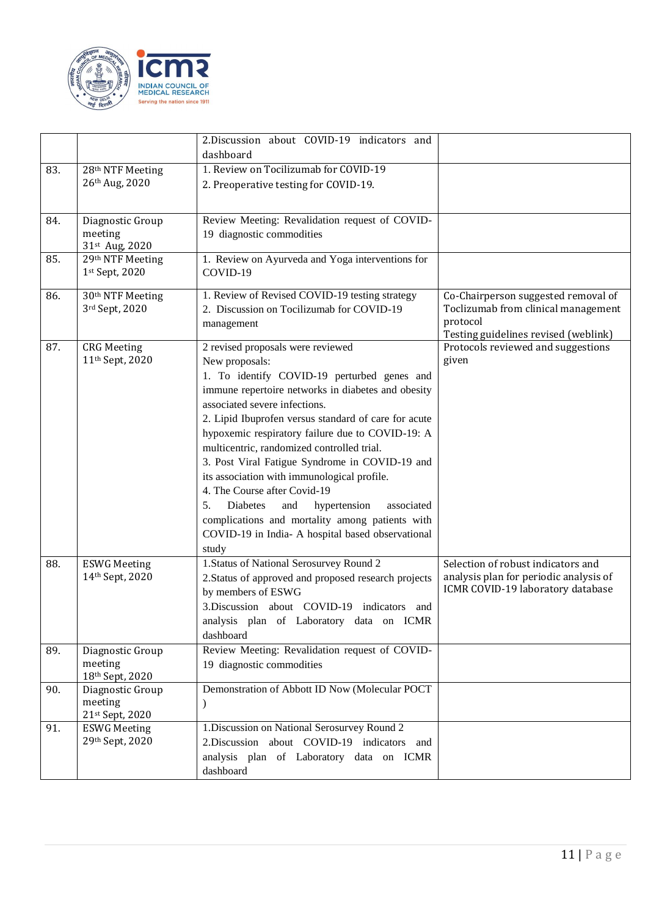| | | | |
|---|---|---|---|
| | | 2.Discussion about COVID-19 indicators and dashboard | |
| 83. | 28th NTF Meeting 26th Aug, 2020 | 1. Review on Tocilizumab for COVID-19<br>2. Preoperative testing for COVID-19. | |
| 84. | Diagnostic Group meeting 31st Aug, 2020 | Review Meeting: Revalidation request of COVID-19 diagnostic commodities | |
| 85. | 29th NTF Meeting 1st Sept, 2020 | 1. Review on Ayurveda and Yoga interventions for COVID-19 | |
| 86. | 30th NTF Meeting 3rd Sept, 2020 | 1. Review of Revised COVID-19 testing strategy<br>2. Discussion on Tocilizumab for COVID-19 management | Co-Chairperson suggested removal of Toclizumab from clinical management protocol<br>Testing guidelines revised (weblink) |
| 87. | CRG Meeting 11th Sept, 2020 | 2 revised proposals were reviewed<br>New proposals:<br>1. To identify COVID-19 perturbed genes and immune repertoire networks in diabetes and obesity associated severe infections.<br>2. Lipid Ibuprofen versus standard of care for acute hypoxemic respiratory failure due to COVID-19: A multicentric, randomized controlled trial.<br>3. Post Viral Fatigue Syndrome in COVID-19 and its association with immunological profile.<br>4. The Course after Covid-19<br>5. Diabetes and hypertension associated complications and mortality among patients with COVID-19 in India- A hospital based observational study | Protocols reviewed and suggestions given |
| 88. | ESWG Meeting 14th Sept, 2020 | 1.Status of National Serosurvey Round 2<br>2.Status of approved and proposed research projects by members of ESWG<br>3.Discussion about COVID-19 indicators and analysis plan of Laboratory data on ICMR dashboard | Selection of robust indicators and analysis plan for periodic analysis of ICMR COVID-19 laboratory database |
| 89. | Diagnostic Group meeting 18th Sept, 2020 | Review Meeting: Revalidation request of COVID-19 diagnostic commodities | |
| 90. | Diagnostic Group meeting 21st Sept, 2020 | Demonstration of Abbott ID Now (Molecular POCT ) | |
| 91. | ESWG Meeting 29th Sept, 2020 | 1.Discussion on National Serosurvey Round 2<br>2.Discussion about COVID-19 indicators and analysis plan of Laboratory data on ICMR dashboard | |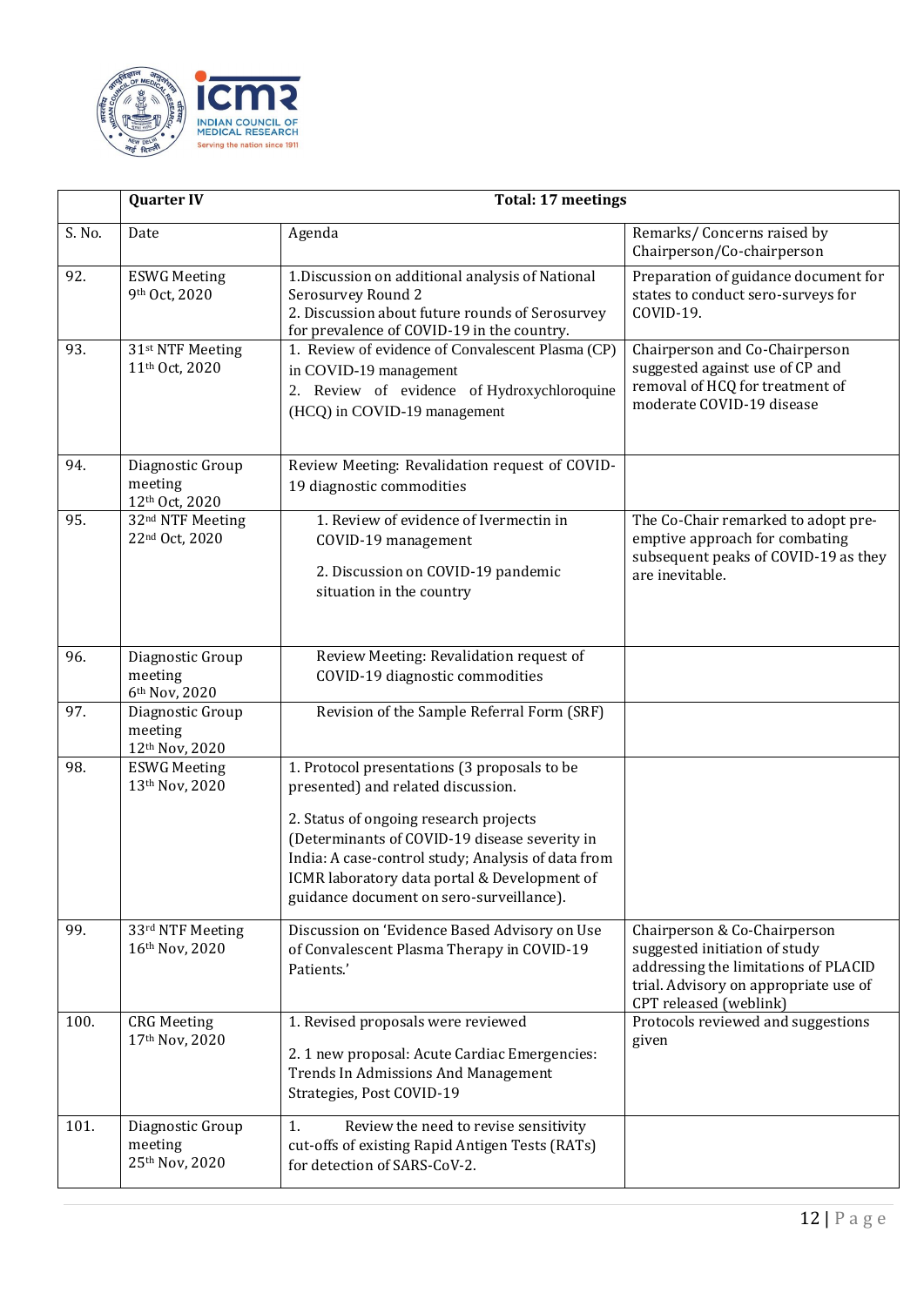| | Quarter IV | Total: 17 meetings | |
|---|---|---|---|
| S. No. | Date | Agenda | Remarks/ Concerns raised by Chairperson/Co-chairperson |
| 92. | ESWG Meeting 9th Oct, 2020 | 1.Discussion on additional analysis of National Serosurvey Round 2<br>2. Discussion about future rounds of Serosurvey for prevalence of COVID-19 in the country. | Preparation of guidance document for states to conduct sero-surveys for COVID-19. |
| 93. | 31st NTF Meeting 11th Oct, 2020 | 1. Review of evidence of Convalescent Plasma (CP) in COVID-19 management<br>2. Review of evidence of Hydroxychloroquine (HCQ) in COVID-19 management | Chairperson and Co-Chairperson suggested against use of CP and removal of HCQ for treatment of moderate COVID-19 disease |
| 94. | Diagnostic Group meeting 12th Oct, 2020 | Review Meeting: Revalidation request of COVID-19 diagnostic commodities | |
| 95. | 32nd NTF Meeting 22nd Oct, 2020 | 1. Review of evidence of Ivermectin in COVID-19 management<br>2. Discussion on COVID-19 pandemic situation in the country | The Co-Chair remarked to adopt pre-emptive approach for combating subsequent peaks of COVID-19 as they are inevitable. |
| 96. | Diagnostic Group meeting 6th Nov, 2020 | Review Meeting: Revalidation request of COVID-19 diagnostic commodities | |
| 97. | Diagnostic Group meeting 12th Nov, 2020 | Revision of the Sample Referral Form (SRF) | |
| 98. | ESWG Meeting 13th Nov, 2020 | 1. Protocol presentations (3 proposals to be presented) and related discussion.<br>2. Status of ongoing research projects (Determinants of COVID-19 disease severity in India: A case-control study; Analysis of data from ICMR laboratory data portal & Development of guidance document on sero-surveillance). | |
| 99. | 33rd NTF Meeting 16th Nov, 2020 | Discussion on 'Evidence Based Advisory on Use of Convalescent Plasma Therapy in COVID-19 Patients.' | Chairperson & Co-Chairperson suggested initiation of study addressing the limitations of PLACID trial. Advisory on appropriate use of CPT released (weblink) |
| 100. | CRG Meeting 17th Nov, 2020 | 1. Revised proposals were reviewed<br>2. 1 new proposal: Acute Cardiac Emergencies: Trends In Admissions And Management Strategies, Post COVID-19 | Protocols reviewed and suggestions given |
| 101. | Diagnostic Group meeting 25th Nov, 2020 | 1. Review the need to revise sensitivity cut-offs of existing Rapid Antigen Tests (RATs) for detection of SARS-CoV-2. | |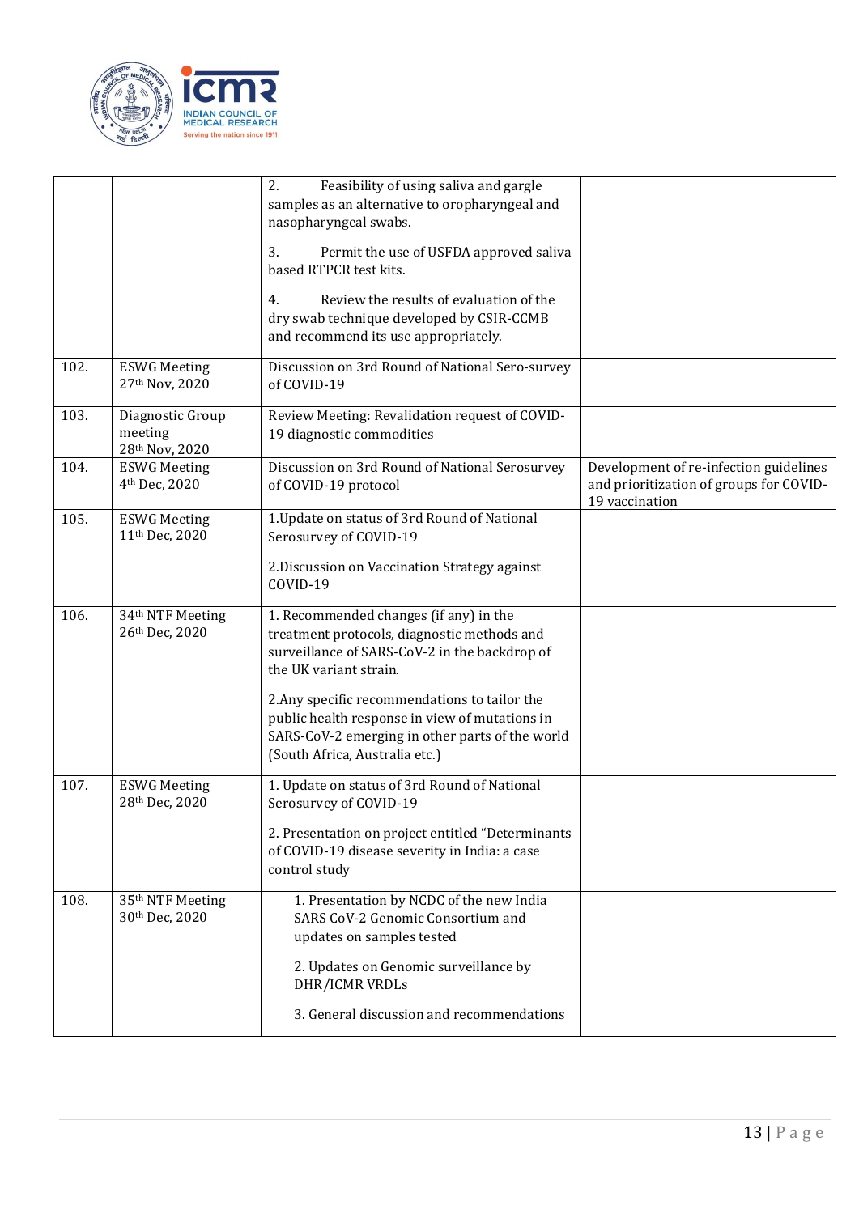| | | | |
|---|---|---|---|
| | | 2. Feasibility of using saliva and gargle samples as an alternative to oropharyngeal and nasopharyngeal swabs.<br><br>3. Permit the use of USFDA approved saliva based RTPCR test kits.<br><br>4. Review the results of evaluation of the dry swab technique developed by CSIR-CCMB and recommend its use appropriately. | |
| 102. | ESWG Meeting<br>27th Nov, 2020 | Discussion on 3rd Round of National Sero-survey of COVID-19 | |
| 103. | Diagnostic Group meeting<br>28th Nov, 2020 | Review Meeting: Revalidation request of COVID-19 diagnostic commodities | |
| 104. | ESWG Meeting<br>4th Dec, 2020 | Discussion on 3rd Round of National Serosurvey of COVID-19 protocol | Development of re-infection guidelines and prioritization of groups for COVID-19 vaccination |
| 105. | ESWG Meeting<br>11th Dec, 2020 | 1.Update on status of 3rd Round of National Serosurvey of COVID-19<br><br>2.Discussion on Vaccination Strategy against COVID-19 | |
| 106. | 34th NTF Meeting<br>26th Dec, 2020 | 1. Recommended changes (if any) in the treatment protocols, diagnostic methods and surveillance of SARS-CoV-2 in the backdrop of the UK variant strain.<br><br>2.Any specific recommendations to tailor the public health response in view of mutations in SARS-CoV-2 emerging in other parts of the world (South Africa, Australia etc.) | |
| 107. | ESWG Meeting<br>28th Dec, 2020 | 1. Update on status of 3rd Round of National Serosurvey of COVID-19<br><br>2. Presentation on project entitled "Determinants of COVID-19 disease severity in India: a case control study | |
| 108. | 35th NTF Meeting<br>30th Dec, 2020 | 1. Presentation by NCDC of the new India SARS CoV-2 Genomic Consortium and updates on samples tested<br><br>2. Updates on Genomic surveillance by DHR/ICMR VRDLs<br><br>3. General discussion and recommendations | |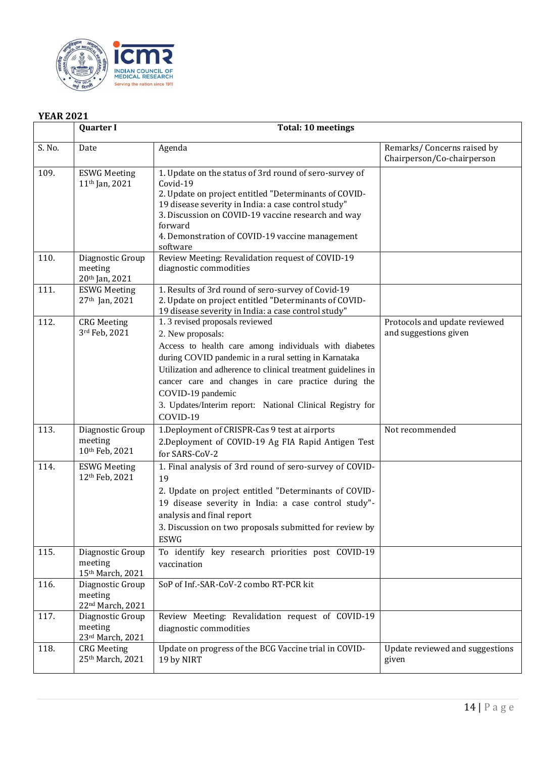**YEAR 2021**

| | Quarter I | Total: 10 meetings | |
|---|---|---|---|
| S. No. | Date | Agenda | Remarks/ Concerns raised by Chairperson/Co-chairperson |
| 109. | ESWG Meeting 11th Jan, 2021 | 1. Update on the status of 3rd round of sero-survey of Covid-19<br>2. Update on project entitled "Determinants of COVID-19 disease severity in India: a case control study"<br>3. Discussion on COVID-19 vaccine research and way forward<br>4. Demonstration of COVID-19 vaccine management software | |
| 110. | Diagnostic Group meeting 20th Jan, 2021 | Review Meeting: Revalidation request of COVID-19 diagnostic commodities | |
| 111. | ESWG Meeting 27th Jan, 2021 | 1. Results of 3rd round of sero-survey of Covid-19<br>2. Update on project entitled "Determinants of COVID-19 disease severity in India: a case control study" | |
| 112. | CRG Meeting 3rd Feb, 2021 | 1. 3 revised proposals reviewed<br>2. New proposals:<br>Access to health care among individuals with diabetes during COVID pandemic in a rural setting in Karnataka<br>Utilization and adherence to clinical treatment guidelines in cancer care and changes in care practice during the COVID-19 pandemic<br>3. Updates/Interim report: National Clinical Registry for COVID-19 | Protocols and update reviewed and suggestions given |
| 113. | Diagnostic Group meeting 10th Feb, 2021 | 1.Deployment of CRISPR-Cas 9 test at airports<br>2.Deployment of COVID-19 Ag FIA Rapid Antigen Test for SARS-CoV-2 | Not recommended |
| 114. | ESWG Meeting 12th Feb, 2021 | 1. Final analysis of 3rd round of sero-survey of COVID-19<br>2. Update on project entitled "Determinants of COVID-19 disease severity in India: a case control study"-analysis and final report<br>3. Discussion on two proposals submitted for review by ESWG | |
| 115. | Diagnostic Group meeting 15th March, 2021 | To identify key research priorities post COVID-19 vaccination | |
| 116. | Diagnostic Group meeting 22nd March, 2021 | SoP of Inf.-SAR-CoV-2 combo RT-PCR kit | |
| 117. | Diagnostic Group meeting 23rd March, 2021 | Review Meeting: Revalidation request of COVID-19 diagnostic commodities | |
| 118. | CRG Meeting 25th March, 2021 | Update on progress of the BCG Vaccine trial in COVID-19 by NIRT | Update reviewed and suggestions given |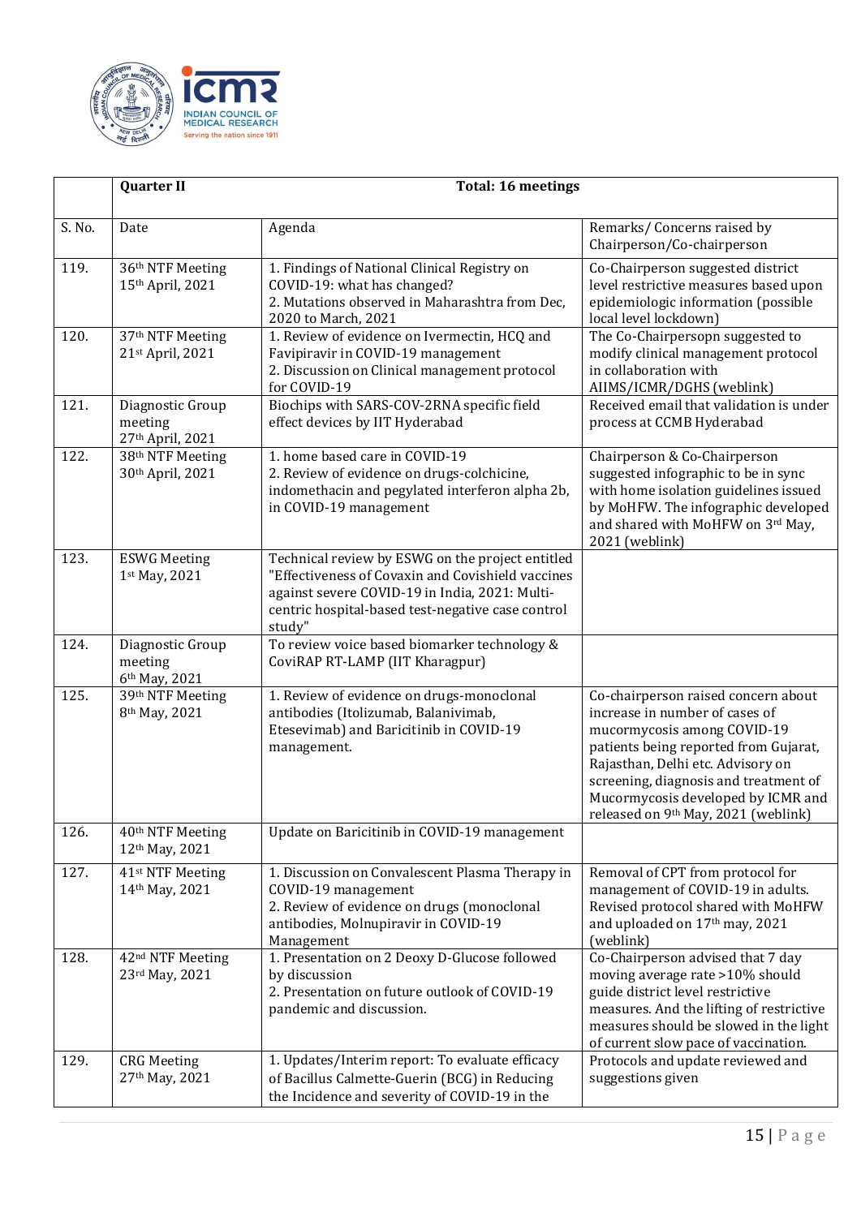| | Quarter II | Total: 16 meetings | |
|---|---|---|---|
| S. No. | Date | Agenda | Remarks/ Concerns raised by Chairperson/Co-chairperson |
| 119. | 36th NTF Meeting 15th April, 2021 | 1. Findings of National Clinical Registry on COVID-19: what has changed? 2. Mutations observed in Maharashtra from Dec, 2020 to March, 2021 | Co-Chairperson suggested district level restrictive measures based upon epidemiologic information (possible local level lockdown) |
| 120. | 37th NTF Meeting 21st April, 2021 | 1. Review of evidence on Ivermectin, HCQ and Favipiravir in COVID-19 management 2. Discussion on Clinical management protocol for COVID-19 | The Co-Chairpersopn suggested to modify clinical management protocol in collaboration with AIIMS/ICMR/DGHS (weblink) |
| 121. | Diagnostic Group meeting 27th April, 2021 | Biochips with SARS-COV-2RNA specific field effect devices by IIT Hyderabad | Received email that validation is under process at CCMB Hyderabad |
| 122. | 38th NTF Meeting 30th April, 2021 | 1. home based care in COVID-19 2. Review of evidence on drugs-colchicine, indomethacin and pegylated interferon alpha 2b, in COVID-19 management | Chairperson & Co-Chairperson suggested infographic to be in sync with home isolation guidelines issued by MoHFW. The infographic developed and shared with MoHFW on 3rd May, 2021 (weblink) |
| 123. | ESWG Meeting 1st May, 2021 | Technical review by ESWG on the project entitled "Effectiveness of Covaxin and Covishield vaccines against severe COVID-19 in India, 2021: Multi-centric hospital-based test-negative case control study" | |
| 124. | Diagnostic Group meeting 6th May, 2021 | To review voice based biomarker technology & CoviRAP RT-LAMP (IIT Kharagpur) | |
| 125. | 39th NTF Meeting 8th May, 2021 | 1. Review of evidence on drugs-monoclonal antibodies (Itolizumab, Balanivimab, Etesevimab) and Baricitinib in COVID-19 management. | Co-chairperson raised concern about increase in number of cases of mucormycosis among COVID-19 patients being reported from Gujarat, Rajasthan, Delhi etc. Advisory on screening, diagnosis and treatment of Mucormycosis developed by ICMR and released on 9th May, 2021 (weblink) |
| 126. | 40th NTF Meeting 12th May, 2021 | Update on Baricitinib in COVID-19 management | |
| 127. | 41st NTF Meeting 14th May, 2021 | 1. Discussion on Convalescent Plasma Therapy in COVID-19 management 2. Review of evidence on drugs (monoclonal antibodies, Molnupiravir in COVID-19 Management | Removal of CPT from protocol for management of COVID-19 in adults. Revised protocol shared with MoHFW and uploaded on 17th may, 2021 (weblink) |
| 128. | 42nd NTF Meeting 23rd May, 2021 | 1. Presentation on 2 Deoxy D-Glucose followed by discussion 2. Presentation on future outlook of COVID-19 pandemic and discussion. | Co-Chairperson advised that 7 day moving average rate >10% should guide district level restrictive measures. And the lifting of restrictive measures should be slowed in the light of current slow pace of vaccination. |
| 129. | CRG Meeting 27th May, 2021 | 1. Updates/Interim report: To evaluate efficacy of Bacillus Calmette-Guerin (BCG) in Reducing the Incidence and severity of COVID-19 in the | Protocols and update reviewed and suggestions given |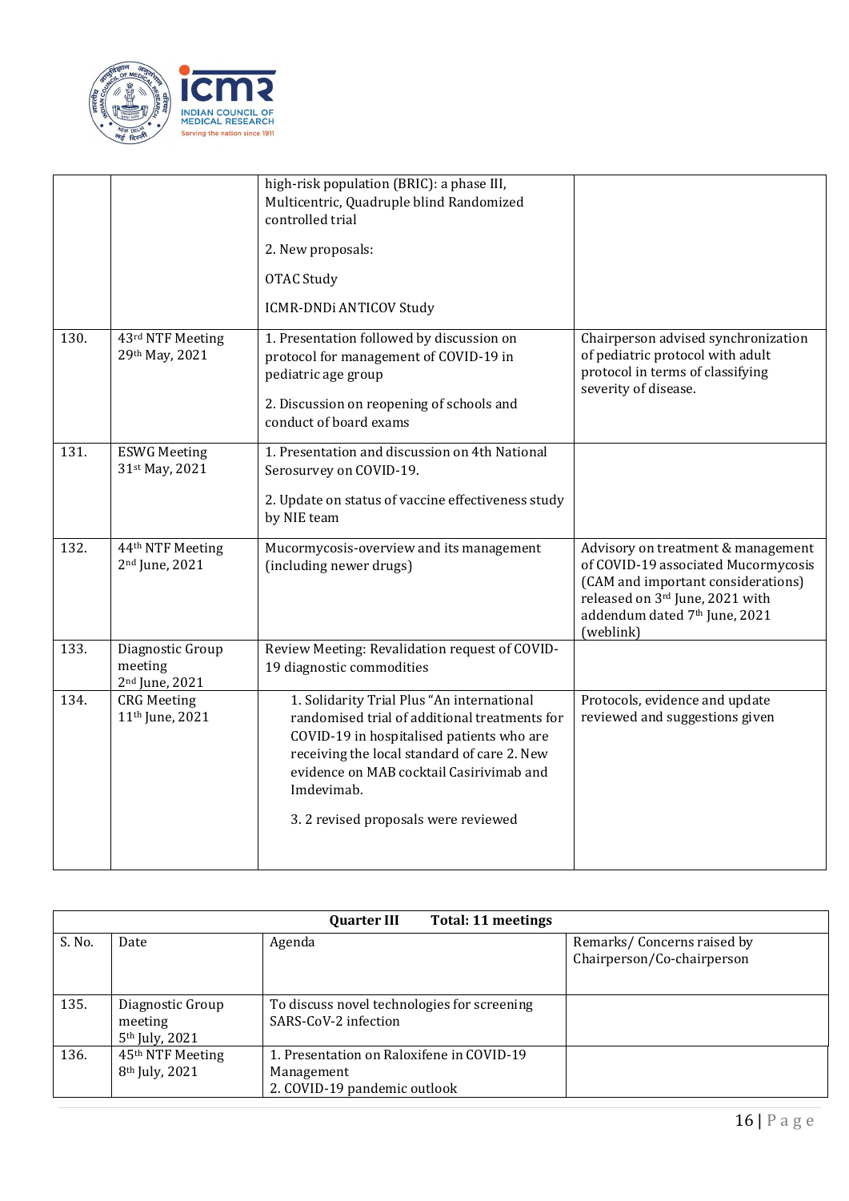| | | high-risk population (BRIC): a phase III, Multicentric, Quadruple blind Randomized controlled trial<br><br>2. New proposals:<br><br>OTAC Study<br><br>ICMR-DNDi ANTICOV Study | |
|---|---|---|---|
| 130. | 43rd NTF Meeting 29th May, 2021 | 1. Presentation followed by discussion on protocol for management of COVID-19 in pediatric age group<br><br>2. Discussion on reopening of schools and conduct of board exams | Chairperson advised synchronization of pediatric protocol with adult protocol in terms of classifying severity of disease. |
| 131. | ESWG Meeting 31st May, 2021 | 1. Presentation and discussion on 4th National Serosurvey on COVID-19.<br><br>2. Update on status of vaccine effectiveness study by NIE team | |
| 132. | 44th NTF Meeting 2nd June, 2021 | Mucormycosis-overview and its management (including newer drugs) | Advisory on treatment & management of COVID-19 associated Mucormycosis (CAM and important considerations) released on 3rd June, 2021 with addendum dated 7th June, 2021 (weblink) |
| 133. | Diagnostic Group meeting 2nd June, 2021 | Review Meeting: Revalidation request of COVID-19 diagnostic commodities | |
| 134. | CRG Meeting 11th June, 2021 | 1. Solidarity Trial Plus "An international randomised trial of additional treatments for COVID-19 in hospitalised patients who are receiving the local standard of care 2. New evidence on MAB cocktail Casirivimab and Imdevimab.<br><br>3. 2 revised proposals were reviewed | Protocols, evidence and update reviewed and suggestions given |

| **Quarter III** | **Total: 11 meetings** | | |
|---|---|---|---|
| S. No. | Date | Agenda | Remarks/ Concerns raised by Chairperson/Co-chairperson |
| 135. | Diagnostic Group meeting 5th July, 2021 | To discuss novel technologies for screening SARS-CoV-2 infection | |
| 136. | 45th NTF Meeting 8th July, 2021 | 1. Presentation on Raloxifene in COVID-19 Management<br>2. COVID-19 pandemic outlook | |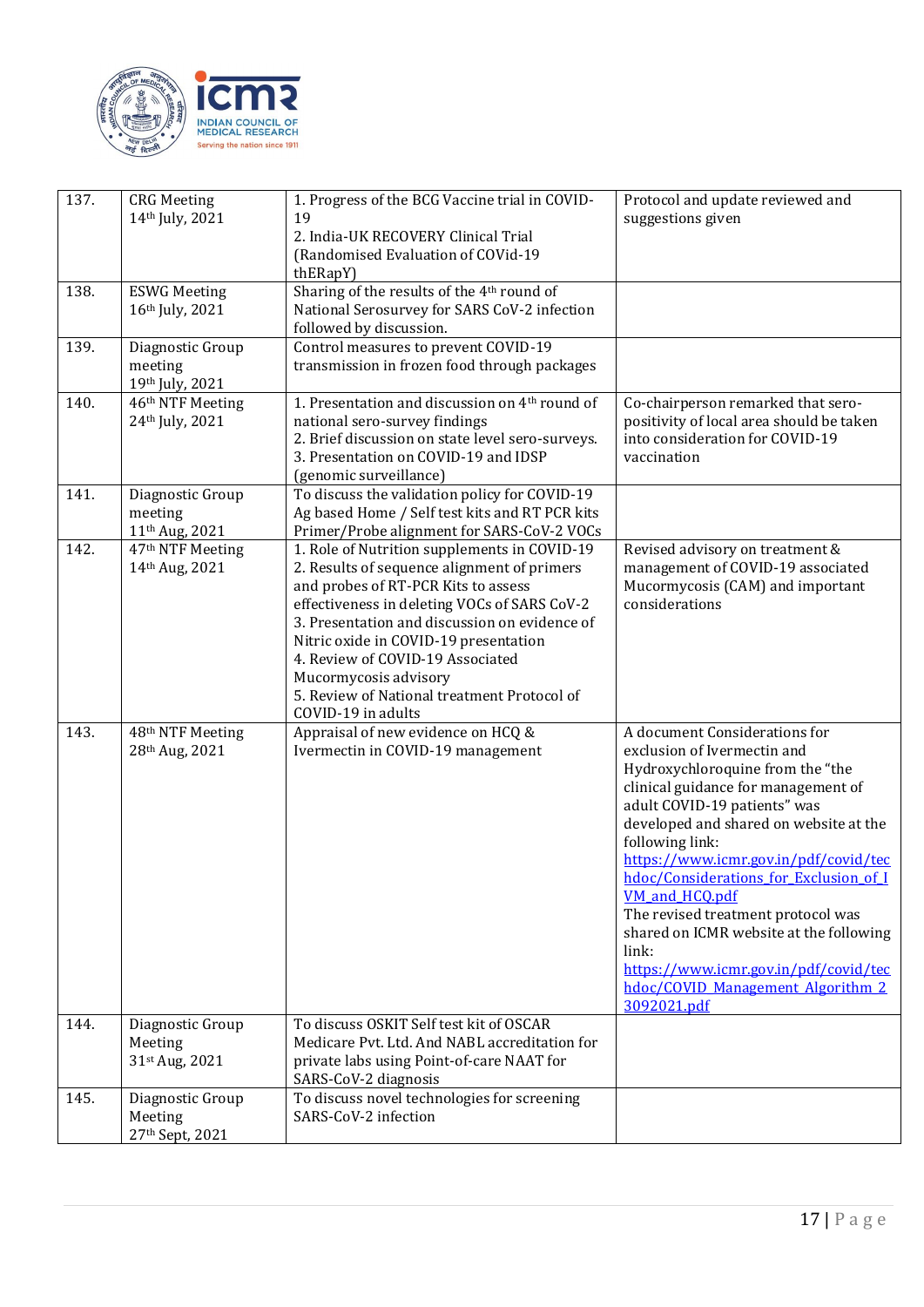| | | | |
|---|---|---|---|
| 137. | CRG Meeting<br>14th July, 2021 | 1. Progress of the BCG Vaccine trial in COVID-19<br>2. India-UK RECOVERY Clinical Trial (Randomised Evaluation of COVid-19 thERapY) | Protocol and update reviewed and suggestions given |
| 138. | ESWG Meeting<br>16th July, 2021 | Sharing of the results of the 4th round of National Serosurvey for SARS CoV-2 infection followed by discussion. | |
| 139. | Diagnostic Group meeting<br>19th July, 2021 | Control measures to prevent COVID-19 transmission in frozen food through packages | |
| 140. | 46th NTF Meeting<br>24th July, 2021 | 1. Presentation and discussion on 4th round of national sero-survey findings<br>2. Brief discussion on state level sero-surveys.<br>3. Presentation on COVID-19 and IDSP (genomic surveillance) | Co-chairperson remarked that sero-positivity of local area should be taken into consideration for COVID-19 vaccination |
| 141. | Diagnostic Group meeting<br>11th Aug, 2021 | To discuss the validation policy for COVID-19 Ag based Home / Self test kits and RT PCR kits Primer/Probe alignment for SARS-CoV-2 VOCs | |
| 142. | 47th NTF Meeting<br>14th Aug, 2021 | 1. Role of Nutrition supplements in COVID-19<br>2. Results of sequence alignment of primers and probes of RT-PCR Kits to assess effectiveness in deleting VOCs of SARS CoV-2<br>3. Presentation and discussion on evidence of Nitric oxide in COVID-19 presentation<br>4. Review of COVID-19 Associated Mucormycosis advisory<br>5. Review of National treatment Protocol of COVID-19 in adults | Revised advisory on treatment & management of COVID-19 associated Mucormycosis (CAM) and important considerations |
| 143. | 48th NTF Meeting<br>28th Aug, 2021 | Appraisal of new evidence on HCQ & Ivermectin in COVID-19 management | A document Considerations for exclusion of Ivermectin and Hydroxychloroquine from the "the clinical guidance for management of adult COVID-19 patients" was developed and shared on website at the following link: https://www.icmr.gov.in/pdf/covid/techdoc/Considerations_for_Exclusion_of_IVM_and_HCQ.pdf<br>The revised treatment protocol was shared on ICMR website at the following link: https://www.icmr.gov.in/pdf/covid/techdoc/COVID_Management_Algorithm_23092021.pdf |
| 144. | Diagnostic Group Meeting<br>31st Aug, 2021 | To discuss OSKIT Self test kit of OSCAR Medicare Pvt. Ltd. And NABL accreditation for private labs using Point-of-care NAAT for SARS-CoV-2 diagnosis | |
| 145. | Diagnostic Group Meeting<br>27th Sept, 2021 | To discuss novel technologies for screening SARS-CoV-2 infection | |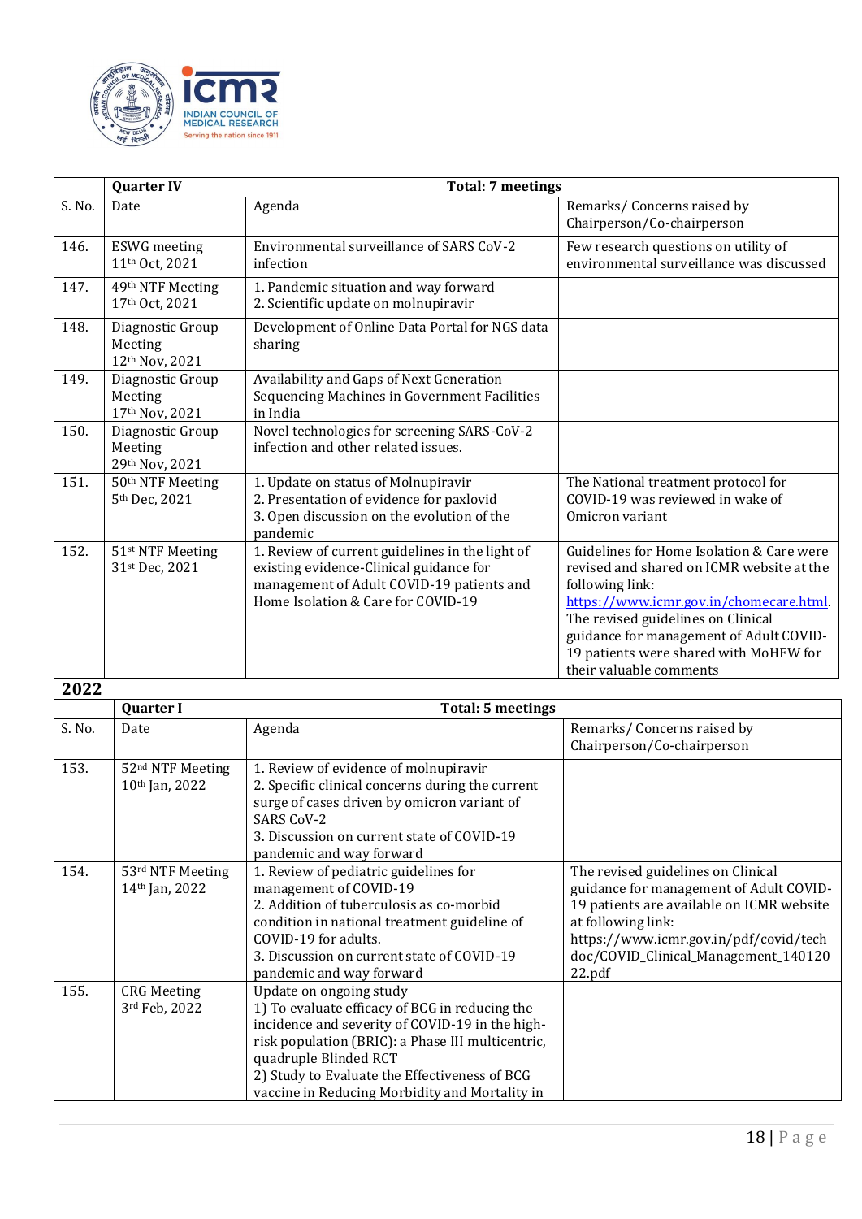| | Quarter IV | Total: 7 meetings | |
|---|---|---|---|
| S. No. | Date | Agenda | Remarks/ Concerns raised by Chairperson/Co-chairperson |
| 146. | ESWG meeting 11th Oct, 2021 | Environmental surveillance of SARS CoV-2 infection | Few research questions on utility of environmental surveillance was discussed |
| 147. | 49th NTF Meeting 17th Oct, 2021 | 1. Pandemic situation and way forward 2. Scientific update on molnupiravir | |
| 148. | Diagnostic Group Meeting 12th Nov, 2021 | Development of Online Data Portal for NGS data sharing | |
| 149. | Diagnostic Group Meeting 17th Nov, 2021 | Availability and Gaps of Next Generation Sequencing Machines in Government Facilities in India | |
| 150. | Diagnostic Group Meeting 29th Nov, 2021 | Novel technologies for screening SARS-CoV-2 infection and other related issues. | |
| 151. | 50th NTF Meeting 5th Dec, 2021 | 1. Update on status of Molnupiravir 2. Presentation of evidence for paxlovid 3. Open discussion on the evolution of the pandemic | The National treatment protocol for COVID-19 was reviewed in wake of Omicron variant |
| 152. | 51st NTF Meeting 31st Dec, 2021 | 1. Review of current guidelines in the light of existing evidence-Clinical guidance for management of Adult COVID-19 patients and Home Isolation & Care for COVID-19 | Guidelines for Home Isolation & Care were revised and shared on ICMR website at the following link: https://www.icmr.gov.in/chomecare.html. The revised guidelines on Clinical guidance for management of Adult COVID-19 patients were shared with MoHFW for their valuable comments |

**2022**

| | Quarter I | Total: 5 meetings | |
|---|---|---|---|
| S. No. | Date | Agenda | Remarks/ Concerns raised by Chairperson/Co-chairperson |
| 153. | 52nd NTF Meeting 10th Jan, 2022 | 1. Review of evidence of molnupiravir 2. Specific clinical concerns during the current surge of cases driven by omicron variant of SARS CoV-2 3. Discussion on current state of COVID-19 pandemic and way forward | |
| 154. | 53rd NTF Meeting 14th Jan, 2022 | 1. Review of pediatric guidelines for management of COVID-19 2. Addition of tuberculosis as co-morbid condition in national treatment guideline of COVID-19 for adults. 3. Discussion on current state of COVID-19 pandemic and way forward | The revised guidelines on Clinical guidance for management of Adult COVID-19 patients are available on ICMR website at following link: https://www.icmr.gov.in/pdf/covid/techdoc/COVID_Clinical_Management_14012022.pdf |
| 155. | CRG Meeting 3rd Feb, 2022 | Update on ongoing study 1) To evaluate efficacy of BCG in reducing the incidence and severity of COVID-19 in the high-risk population (BRIC): a Phase III multicentric, quadruple Blinded RCT 2) Study to Evaluate the Effectiveness of BCG vaccine in Reducing Morbidity and Mortality in | |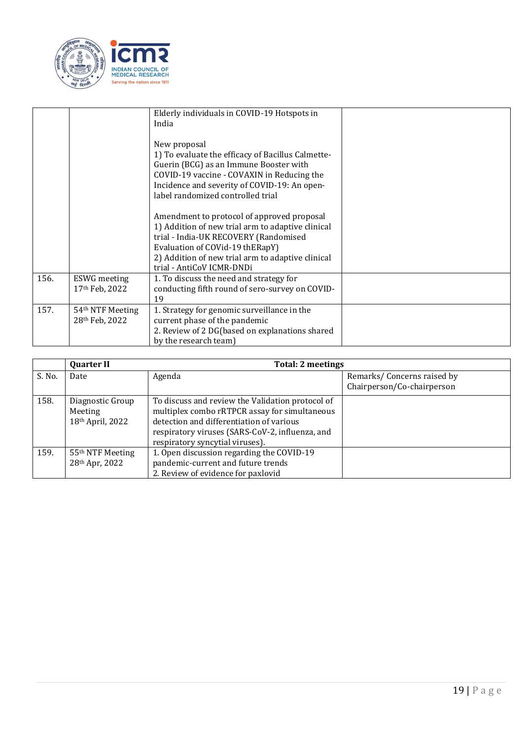| | | | |
|---|---|---|---|
| | | Elderly individuals in COVID-19 Hotspots in India<br><br>New proposal<br>1) To evaluate the efficacy of Bacillus Calmette-Guerin (BCG) as an Immune Booster with COVID-19 vaccine - COVAXIN in Reducing the Incidence and severity of COVID-19: An open-label randomized controlled trial<br><br>Amendment to protocol of approved proposal<br>1) Addition of new trial arm to adaptive clinical trial - India-UK RECOVERY (Randomised Evaluation of COVid-19 thERapY)<br>2) Addition of new trial arm to adaptive clinical trial - AntiCoV ICMR-DNDi | |
| 156. | ESWG meeting<br>17th Feb, 2022 | 1. To discuss the need and strategy for conducting fifth round of sero-survey on COVID-19 | |
| 157. | 54th NTF Meeting<br>28th Feb, 2022 | 1. Strategy for genomic surveillance in the current phase of the pandemic<br>2. Review of 2 DG(based on explanations shared by the research team) | |

| | **Quarter II** | **Total: 2 meetings** | |
|---|---|---|---|
| S. No. | Date | Agenda | Remarks/ Concerns raised by Chairperson/Co-chairperson |
| 158. | Diagnostic Group Meeting<br>18th April, 2022 | To discuss and review the Validation protocol of multiplex combo rRTPCR assay for simultaneous detection and differentiation of various respiratory viruses (SARS-CoV-2, influenza, and respiratory syncytial viruses). | |
| 159. | 55th NTF Meeting<br>28th Apr, 2022 | 1. Open discussion regarding the COVID-19 pandemic-current and future trends<br>2. Review of evidence for paxlovid | |